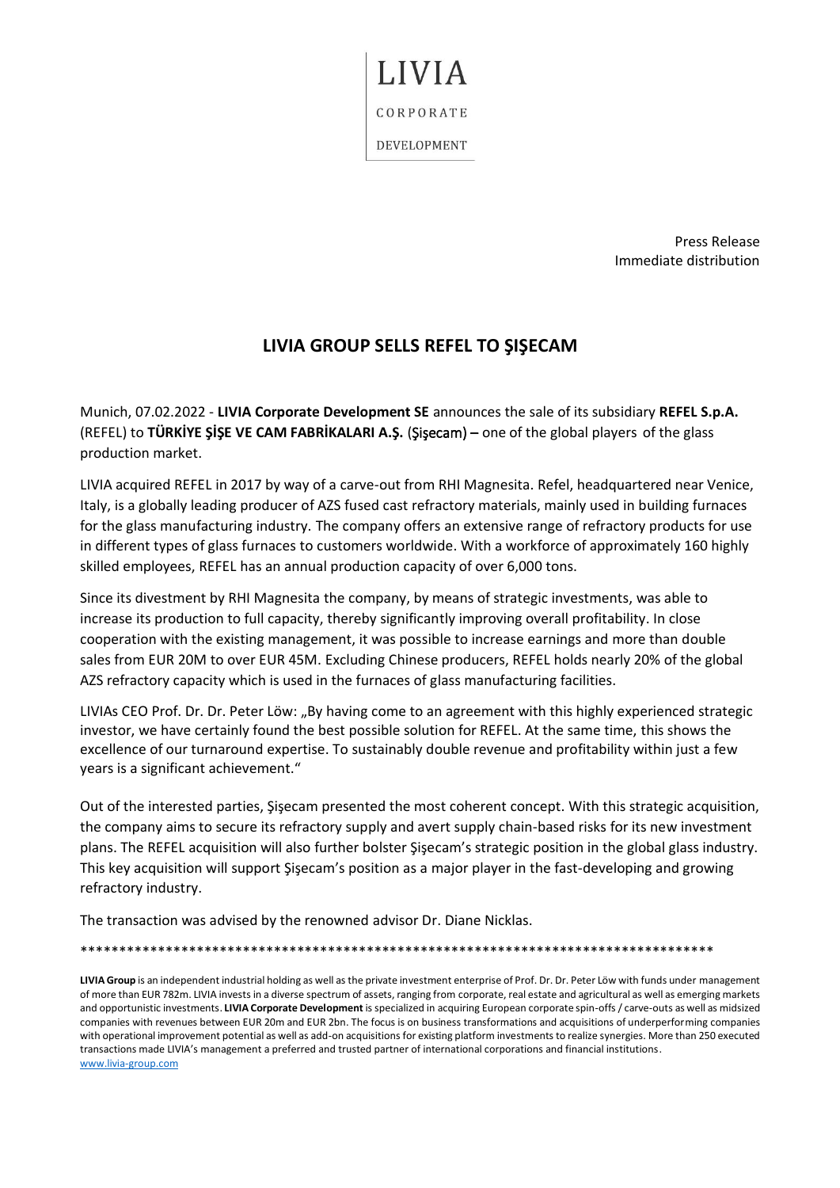LIVIA

CORPORATE

DEVELOPMENT

Press Release
Immediate distribution

# LIVIA GROUP SELLS REFEL TO ŞIŞECAM

Munich, 07.02.2022 - **LIVIA Corporate Development SE** announces the sale of its subsidiary **REFEL S.p.A.** (REFEL) to **TÜRKİYE ŞİŞE VE CAM FABRİKALARI A.Ş.** (Şişecam) – one of the global players of the glass production market.

LIVIA acquired REFEL in 2017 by way of a carve-out from RHI Magnesita. Refel, headquartered near Venice, Italy, is a globally leading producer of AZS fused cast refractory materials, mainly used in building furnaces for the glass manufacturing industry. The company offers an extensive range of refractory products for use in different types of glass furnaces to customers worldwide. With a workforce of approximately 160 highly skilled employees, REFEL has an annual production capacity of over 6,000 tons.

Since its divestment by RHI Magnesita the company, by means of strategic investments, was able to increase its production to full capacity, thereby significantly improving overall profitability. In close cooperation with the existing management, it was possible to increase earnings and more than double sales from EUR 20M to over EUR 45M. Excluding Chinese producers, REFEL holds nearly 20% of the global AZS refractory capacity which is used in the furnaces of glass manufacturing facilities.

LIVIAs CEO Prof. Dr. Dr. Peter Löw: „By having come to an agreement with this highly experienced strategic investor, we have certainly found the best possible solution for REFEL. At the same time, this shows the excellence of our turnaround expertise. To sustainably double revenue and profitability within just a few years is a significant achievement."

Out of the interested parties, Şişecam presented the most coherent concept. With this strategic acquisition, the company aims to secure its refractory supply and avert supply chain-based risks for its new investment plans. The REFEL acquisition will also further bolster Şişecam's strategic position in the global glass industry. This key acquisition will support Şişecam's position as a major player in the fast-developing and growing refractory industry.

The transaction was advised by the renowned advisor Dr. Diane Nicklas.

\*\*\*\*\*\*\*\*\*\*\*\*\*\*\*\*\*\*\*\*\*\*\*\*\*\*\*\*\*\*\*\*\*\*\*\*\*\*\*\*\*\*\*\*\*\*\*\*\*\*\*\*\*\*\*\*\*\*\*\*\*\*\*\*\*\*\*\*\*\*\*\*\*\*\*\*\*\*\*\*\*\*

**LIVIA Group** is an independent industrial holding as well as the private investment enterprise of Prof. Dr. Dr. Peter Löw with funds under management of more than EUR 782m. LIVIA invests in a diverse spectrum of assets, ranging from corporate, real estate and agricultural as well as emerging markets and opportunistic investments. **LIVIA Corporate Development** is specialized in acquiring European corporate spin-offs / carve-outs as well as midsized companies with revenues between EUR 20m and EUR 2bn. The focus is on business transformations and acquisitions of underperforming companies with operational improvement potential as well as add-on acquisitions for existing platform investments to realize synergies. More than 250 executed transactions made LIVIA's management a preferred and trusted partner of international corporations and financial institutions.
www.livia-group.com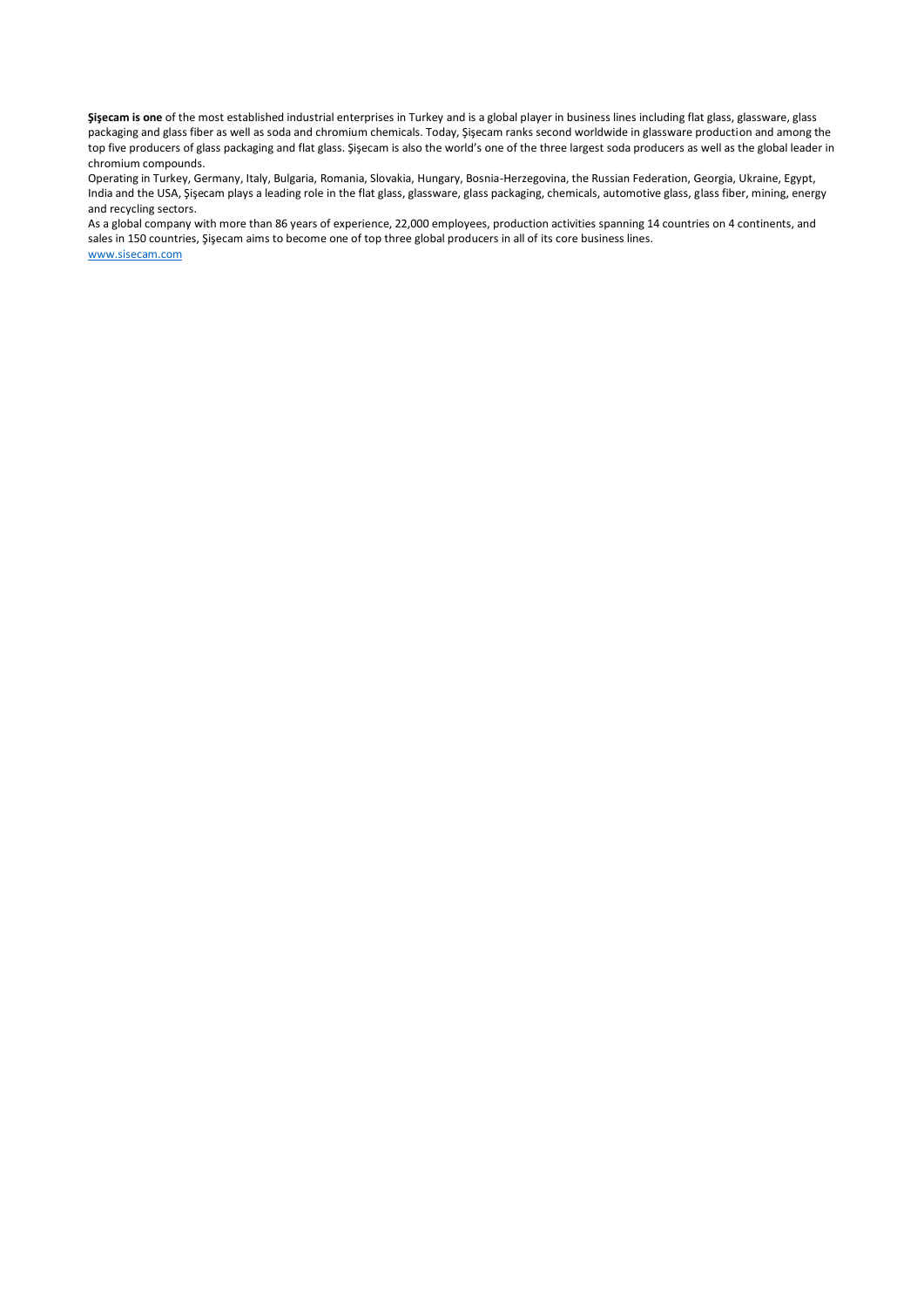**Şişecam is one** of the most established industrial enterprises in Turkey and is a global player in business lines including flat glass, glassware, glass packaging and glass fiber as well as soda and chromium chemicals. Today, Şişecam ranks second worldwide in glassware production and among the top five producers of glass packaging and flat glass. Şişecam is also the world's one of the three largest soda producers as well as the global leader in chromium compounds.

Operating in Turkey, Germany, Italy, Bulgaria, Romania, Slovakia, Hungary, Bosnia-Herzegovina, the Russian Federation, Georgia, Ukraine, Egypt, India and the USA, Şişecam plays a leading role in the flat glass, glassware, glass packaging, chemicals, automotive glass, glass fiber, mining, energy and recycling sectors.

As a global company with more than 86 years of experience, 22,000 employees, production activities spanning 14 countries on 4 continents, and sales in 150 countries, Şişecam aims to become one of top three global producers in all of its core business lines.

www.sisecam.com